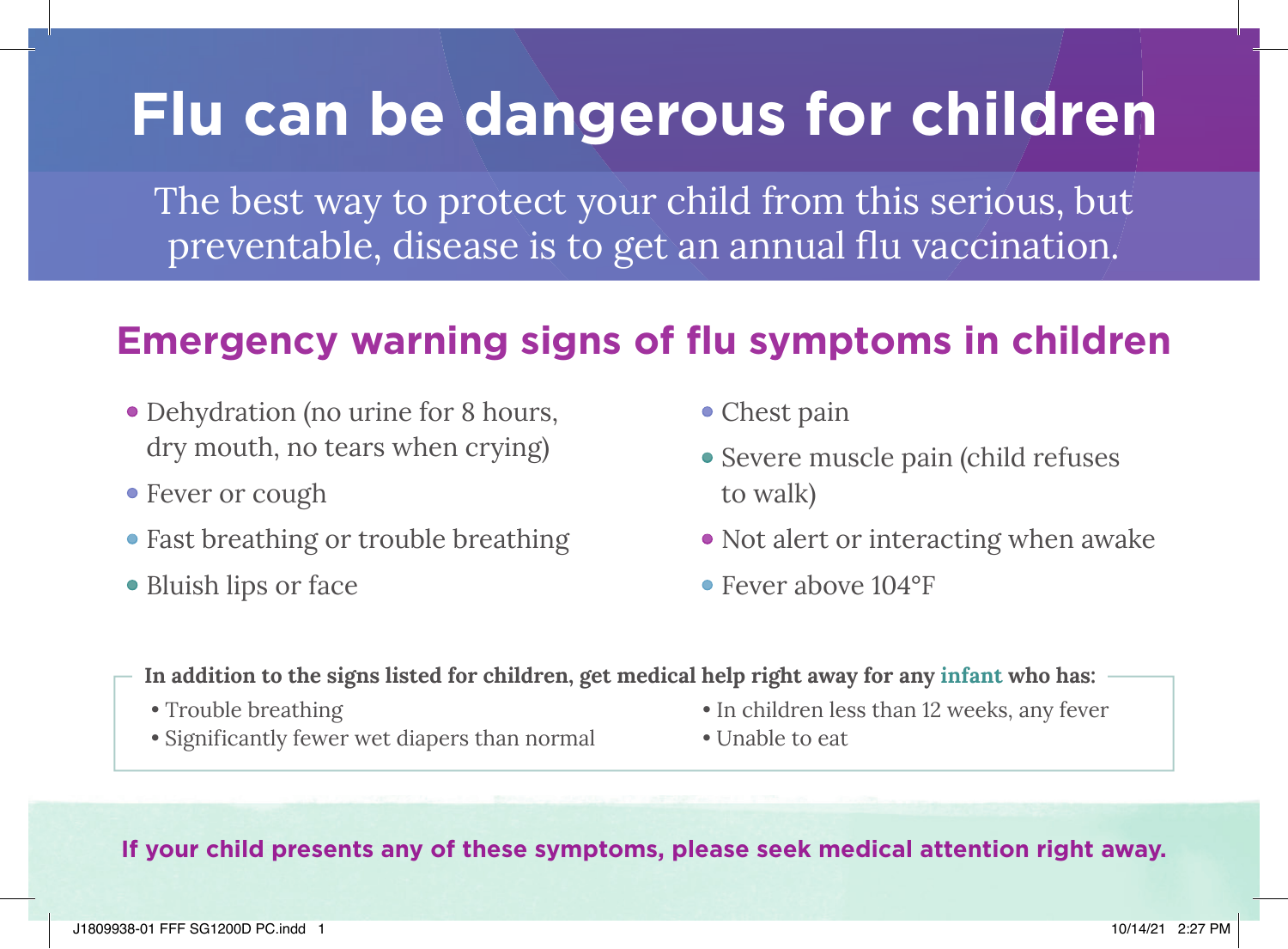# Flu can be dangerous for children

The best way to protect your child from this serious, but preventable, disease is to get an annual flu vaccination.

## Emergency warning signs of flu symptoms in children

- Dehydration (no urine for 8 hours, dry mouth, no tears when crying)
- Fever or cough
- Fast breathing or trouble breathing
- Bluish lips or face
- Chest pain
- Severe muscle pain (child refuses to walk)
- Not alert or interacting when awake
- Fever above 104°F

**In addition to the signs listed for children, get medical help right away for any infant who has:**

- Trouble breathing
- Significantly fewer wet diapers than normal
- In children less than 12 weeks, any fever
- Unable to eat

**If your child presents any of these symptoms, please seek medical attention right away.**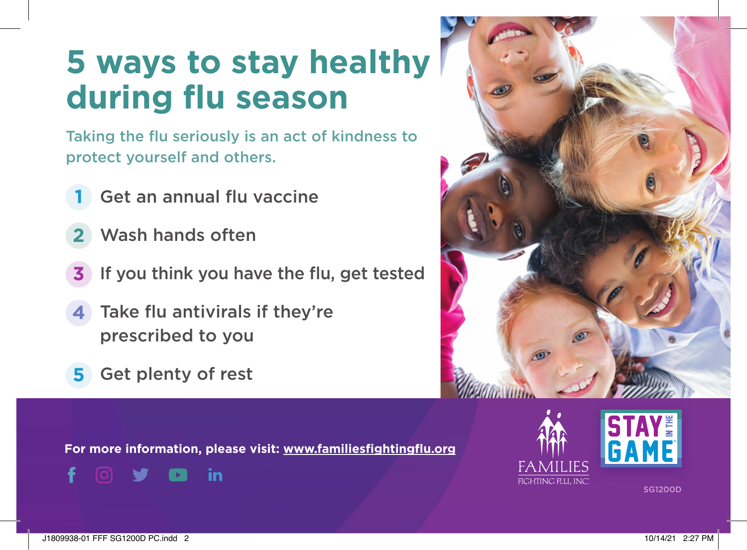# 5 ways to stay healthy during flu season

Taking the flu seriously is an act of kindness to protect yourself and others.

1. Get an annual flu vaccine
2. Wash hands often
3. If you think you have the flu, get tested
4. Take flu antivirals if they're prescribed to you
5. Get plenty of rest

**For more information, please visit: www.familiesfightingflu.org**

FAMILIES FIGHTING FLU, INC.

STAY IN THE GAME

SG1200D